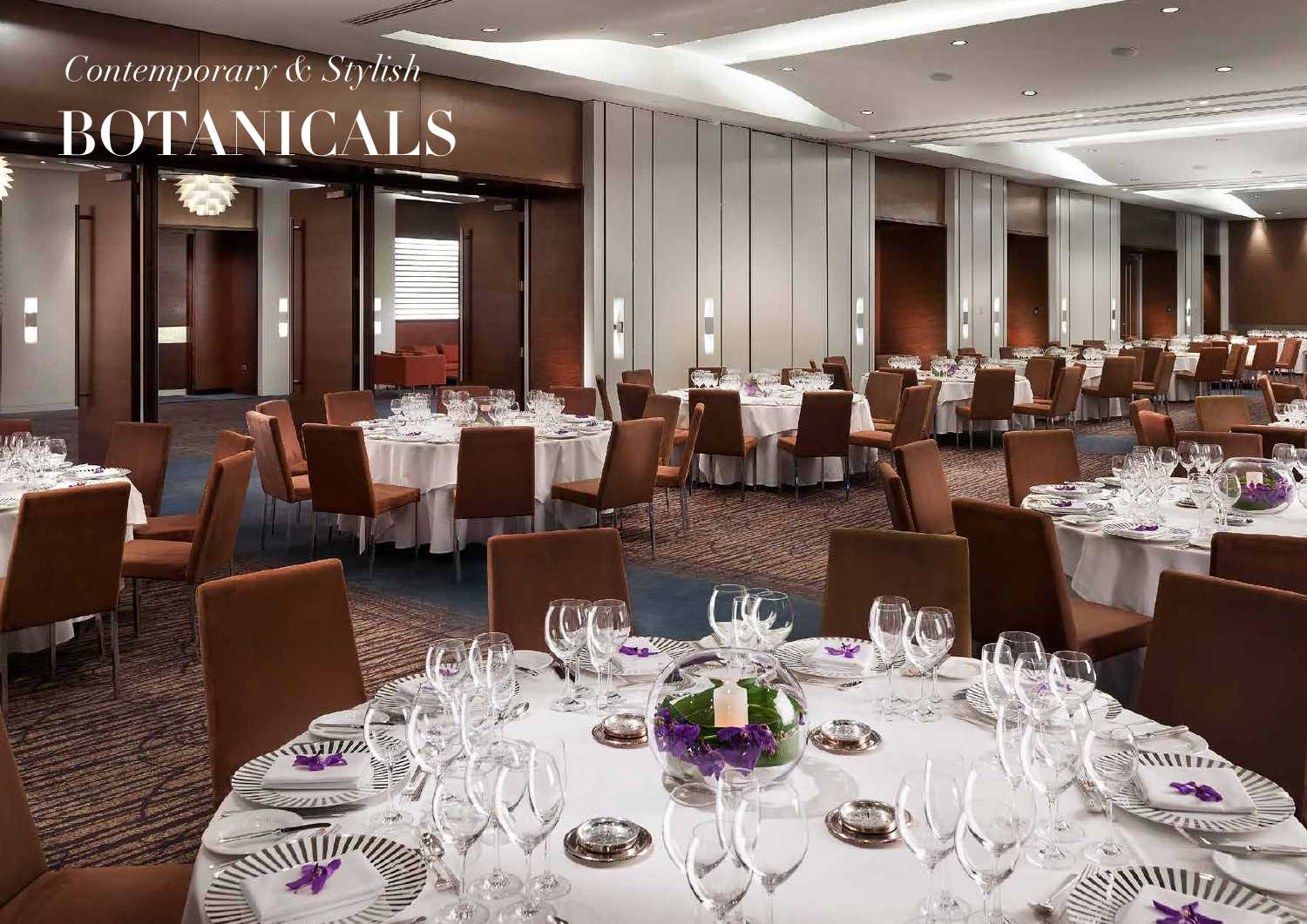*Contemporary & Stylish*

# BOTANICALS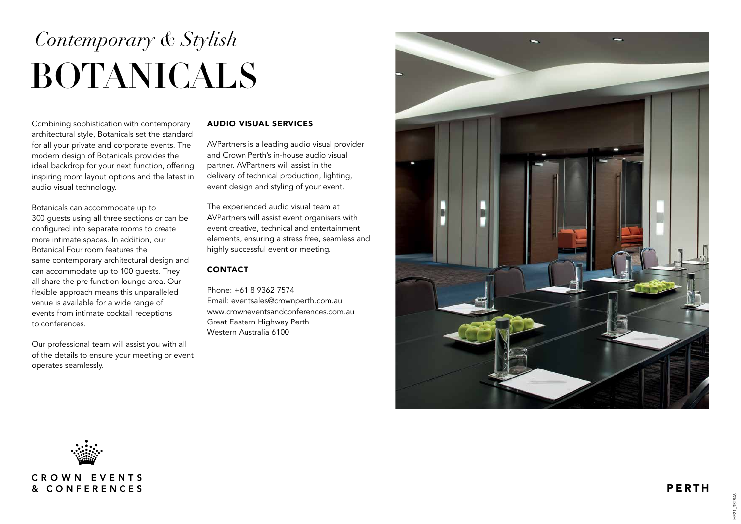*Contemporary & Stylish*

# BOTANICALS

Combining sophistication with contemporary architectural style, Botanicals set the standard for all your private and corporate events. The modern design of Botanicals provides the ideal backdrop for your next function, offering inspiring room layout options and the latest in audio visual technology.

Botanicals can accommodate up to 300 guests using all three sections or can be configured into separate rooms to create more intimate spaces. In addition, our Botanical Four room features the same contemporary architectural design and can accommodate up to 100 guests. They all share the pre function lounge area. Our flexible approach means this unparalleled venue is available for a wide range of events from intimate cocktail receptions to conferences.

Our professional team will assist you with all of the details to ensure your meeting or event operates seamlessly.

## AUDIO VISUAL SERVICES

AVPartners is a leading audio visual provider and Crown Perth's in-house audio visual partner. AVPartners will assist in the delivery of technical production, lighting, event design and styling of your event.

The experienced audio visual team at AVPartners will assist event organisers with event creative, technical and entertainment elements, ensuring a stress free, seamless and highly successful event or meeting.

## CONTACT

Phone: +61 8 9362 7574
Email: eventsales@crownperth.com.au
www.crowneventsandconferences.com.au
Great Eastern Highway Perth
Western Australia 6100

CROWN EVENTS
& CONFERENCES

PERTH

HE21_352846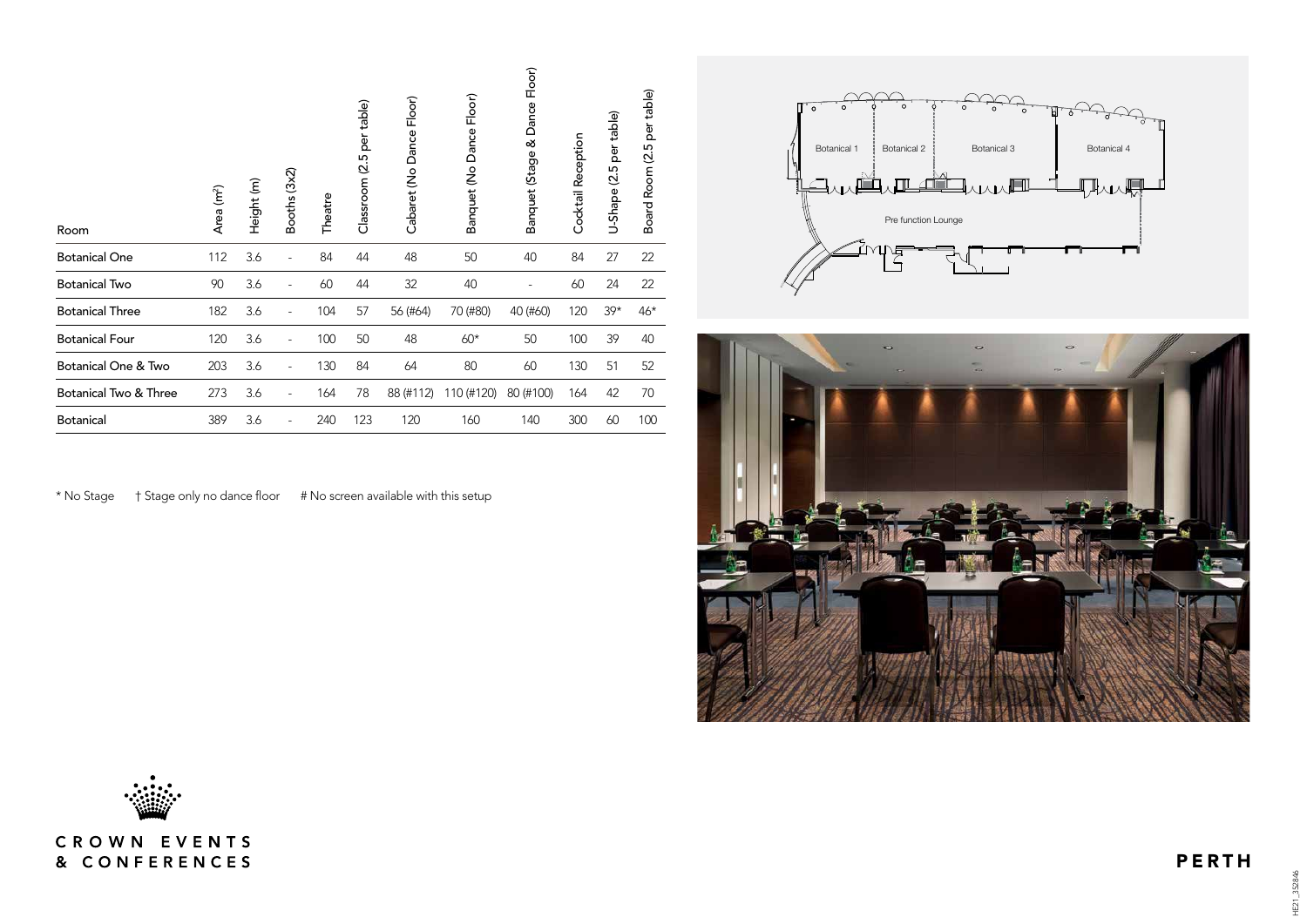| Room | Area (m²) | Height (m) | Booths (3x2) | Theatre | Classroom (2.5 per table) | Cabaret (No Dance Floor) | Banquet (No Dance Floor) | Banquet (Stage & Dance Floor) | Cocktail Reception | U-Shape (2.5 per table) | Board Room (2.5 per table) |
|---|---|---|---|---|---|---|---|---|---|---|---|
| Botanical One | 112 | 3.6 | - | 84 | 44 | 48 | 50 | 40 | 84 | 27 | 22 |
| Botanical Two | 90 | 3.6 | - | 60 | 44 | 32 | 40 | - | 60 | 24 | 22 |
| Botanical Three | 182 | 3.6 | - | 104 | 57 | 56 (#64) | 70 (#80) | 40 (#60) | 120 | 39* | 46* |
| Botanical Four | 120 | 3.6 | - | 100 | 50 | 48 | 60* | 50 | 100 | 39 | 40 |
| Botanical One & Two | 203 | 3.6 | - | 130 | 84 | 64 | 80 | 60 | 130 | 51 | 52 |
| Botanical Two & Three | 273 | 3.6 | - | 164 | 78 | 88 (#112) | 110 (#120) | 80 (#100) | 164 | 42 | 70 |
| Botanical | 389 | 3.6 | - | 240 | 123 | 120 | 160 | 140 | 300 | 60 | 100 |

* No Stage † Stage only no dance floor # No screen available with this setup

Botanical 1
Botanical 2
Botanical 3
Botanical 4
Pre function Lounge

CROWN EVENTS & CONFERENCES

PERTH